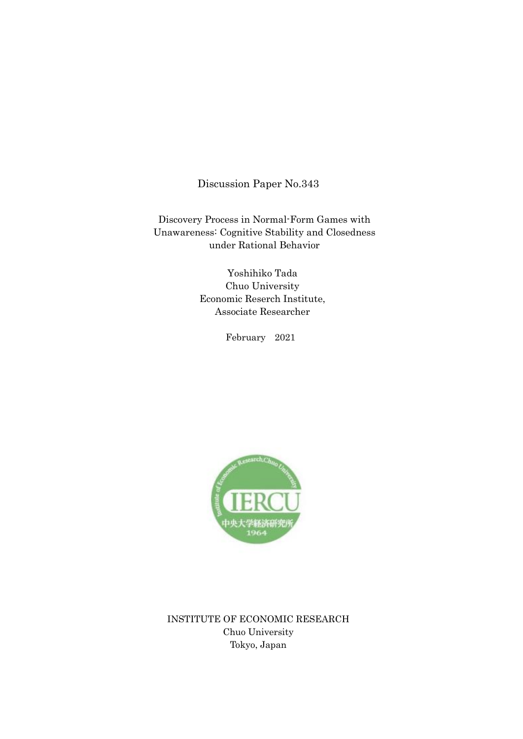Discussion Paper No.343

# Discovery Process in Normal-Form Games with Unawareness: Cognitive Stability and Closedness under Rational Behavior

Yoshihiko Tada
Chuo University
Economic Reserch Institute,
Associate Researcher

February 2021

INSTITUTE OF ECONOMIC RESEARCH
Chuo University
Tokyo, Japan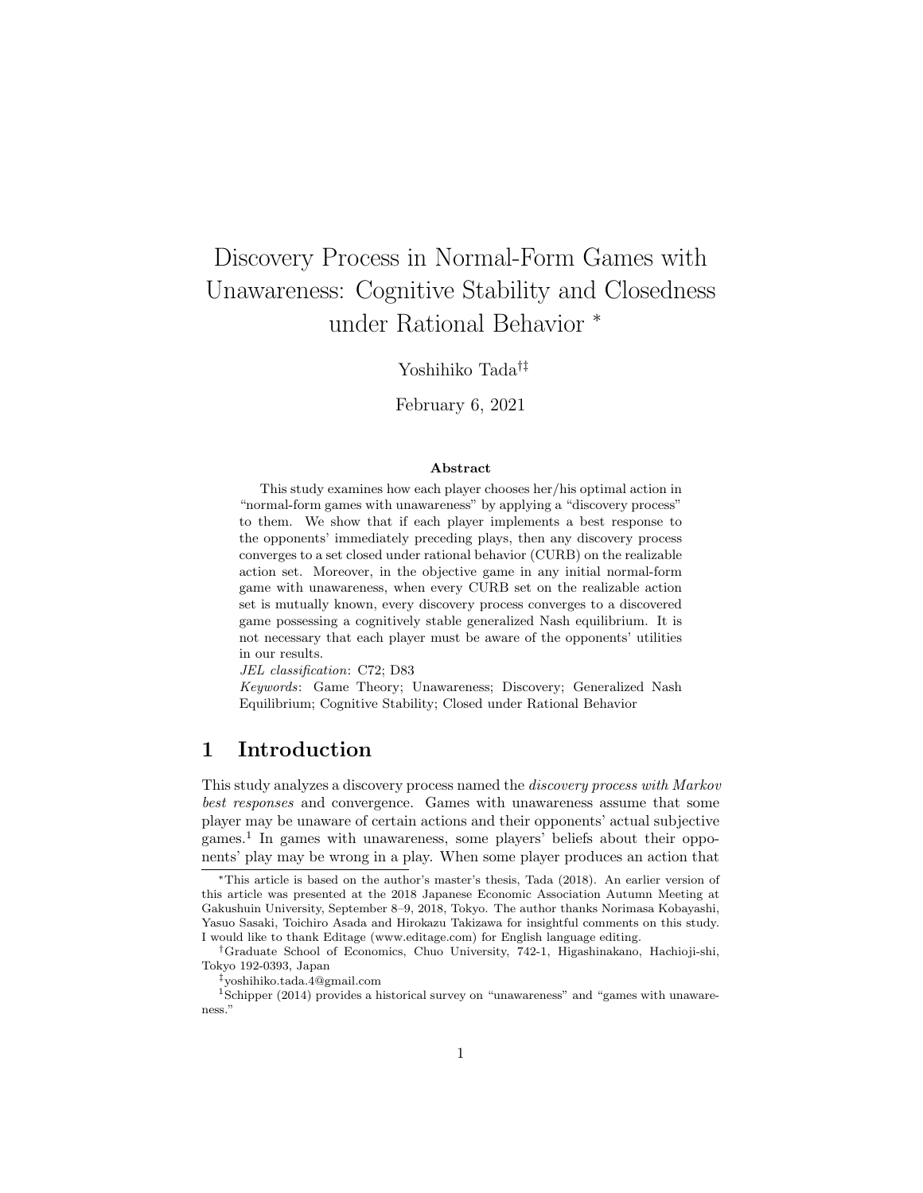# Discovery Process in Normal-Form Games with Unawareness: Cognitive Stability and Closedness under Rational Behavior *

Yoshihiko Tada[†‡]

February 6, 2021

### Abstract

This study examines how each player chooses her/his optimal action in "normal-form games with unawareness" by applying a "discovery process" to them. We show that if each player implements a best response to the opponents' immediately preceding plays, then any discovery process converges to a set closed under rational behavior (CURB) on the realizable action set. Moreover, in the objective game in any initial normal-form game with unawareness, when every CURB set on the realizable action set is mutually known, every discovery process converges to a discovered game possessing a cognitively stable generalized Nash equilibrium. It is not necessary that each player must be aware of the opponents' utilities in our results.

*JEL classification*: C72; D83

*Keywords*: Game Theory; Unawareness; Discovery; Generalized Nash Equilibrium; Cognitive Stability; Closed under Rational Behavior

## 1 Introduction

This study analyzes a discovery process named the *discovery process with Markov best responses* and convergence. Games with unawareness assume that some player may be unaware of certain actions and their opponents' actual subjective games.[1] In games with unawareness, some players' beliefs about their opponents' play may be wrong in a play. When some player produces an action that

---

*This article is based on the author's master's thesis, Tada (2018). An earlier version of this article was presented at the 2018 Japanese Economic Association Autumn Meeting at Gakushuin University, September 8–9, 2018, Tokyo. The author thanks Norimasa Kobayashi, Yasuo Sasaki, Toichiro Asada and Hirokazu Takizawa for insightful comments on this study. I would like to thank Editage (www.editage.com) for English language editing.

†Graduate School of Economics, Chuo University, 742-1, Higashinakano, Hachioji-shi, Tokyo 192-0393, Japan

‡yoshihiko.tada.4@gmail.com

[1] Schipper (2014) provides a historical survey on "unawareness" and "games with unawareness."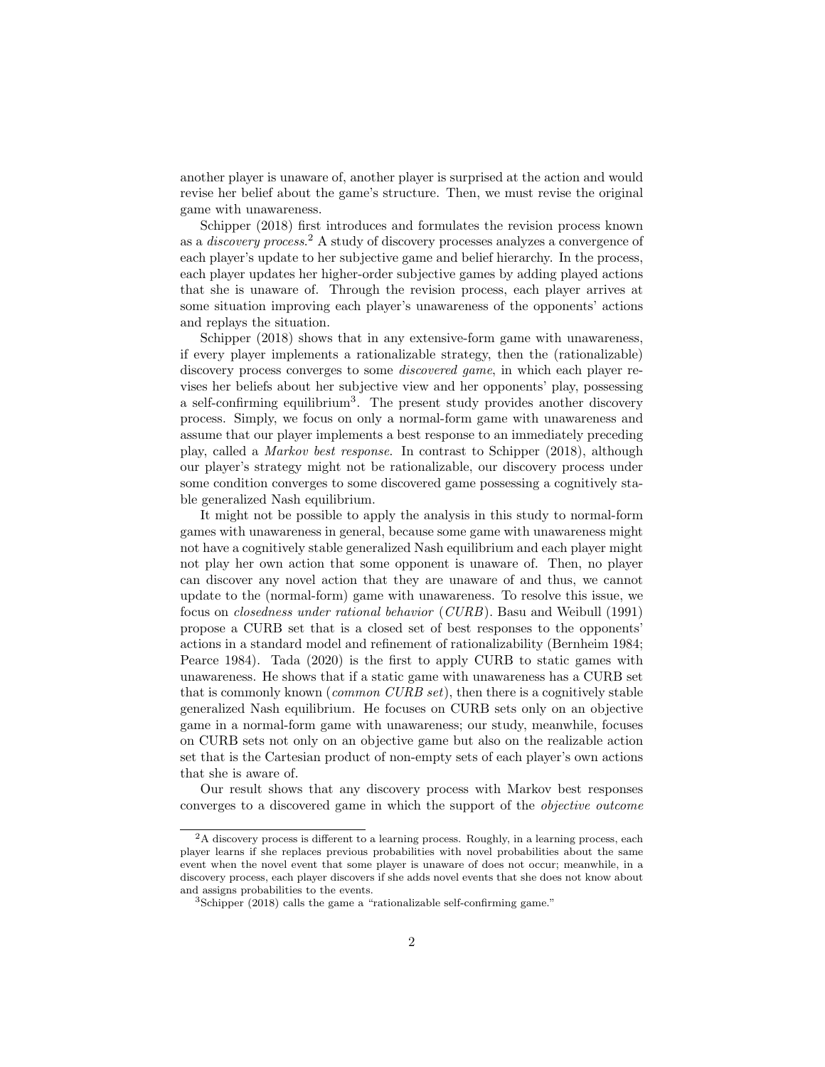another player is unaware of, another player is surprised at the action and would revise her belief about the game's structure. Then, we must revise the original game with unawareness.

Schipper (2018) first introduces and formulates the revision process known as a *discovery process*.[2] A study of discovery processes analyzes a convergence of each player's update to her subjective game and belief hierarchy. In the process, each player updates her higher-order subjective games by adding played actions that she is unaware of. Through the revision process, each player arrives at some situation improving each player's unawareness of the opponents' actions and replays the situation.

Schipper (2018) shows that in any extensive-form game with unawareness, if every player implements a rationalizable strategy, then the (rationalizable) discovery process converges to some *discovered game*, in which each player revises her beliefs about her subjective view and her opponents' play, possessing a self-confirming equilibrium[3]. The present study provides another discovery process. Simply, we focus on only a normal-form game with unawareness and assume that our player implements a best response to an immediately preceding play, called a *Markov best response*. In contrast to Schipper (2018), although our player's strategy might not be rationalizable, our discovery process under some condition converges to some discovered game possessing a cognitively stable generalized Nash equilibrium.

It might not be possible to apply the analysis in this study to normal-form games with unawareness in general, because some game with unawareness might not have a cognitively stable generalized Nash equilibrium and each player might not play her own action that some opponent is unaware of. Then, no player can discover any novel action that they are unaware of and thus, we cannot update to the (normal-form) game with unawareness. To resolve this issue, we focus on *closedness under rational behavior* (*CURB*). Basu and Weibull (1991) propose a CURB set that is a closed set of best responses to the opponents' actions in a standard model and refinement of rationalizability (Bernheim 1984; Pearce 1984). Tada (2020) is the first to apply CURB to static games with unawareness. He shows that if a static game with unawareness has a CURB set that is commonly known (*common CURB set*), then there is a cognitively stable generalized Nash equilibrium. He focuses on CURB sets only on an objective game in a normal-form game with unawareness; our study, meanwhile, focuses on CURB sets not only on an objective game but also on the realizable action set that is the Cartesian product of non-empty sets of each player's own actions that she is aware of.

Our result shows that any discovery process with Markov best responses converges to a discovered game in which the support of the *objective outcome*

---

[2] A discovery process is different to a learning process. Roughly, in a learning process, each player learns if she replaces previous probabilities with novel probabilities about the same event when the novel event that some player is unaware of does not occur; meanwhile, in a discovery process, each player discovers if she adds novel events that she does not know about and assigns probabilities to the events.

[3] Schipper (2018) calls the game a "rationalizable self-confirming game."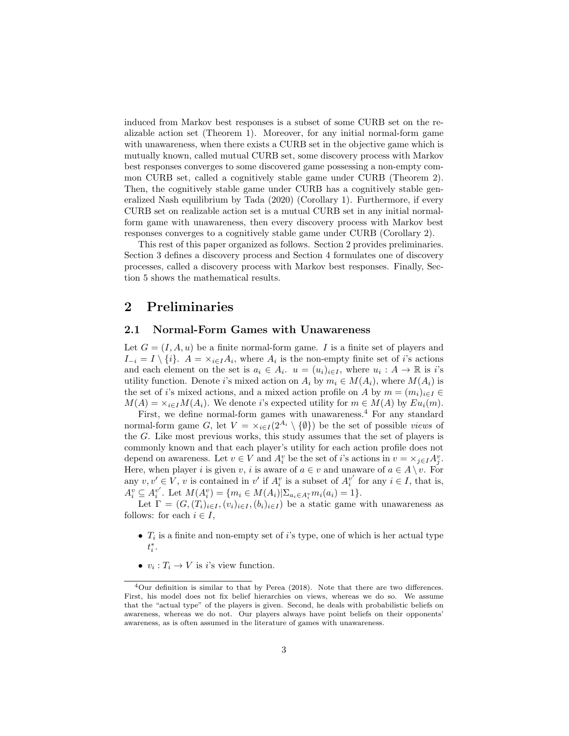induced from Markov best responses is a subset of some CURB set on the realizable action set (Theorem 1). Moreover, for any initial normal-form game with unawareness, when there exists a CURB set in the objective game which is mutually known, called mutual CURB set, some discovery process with Markov best responses converges to some discovered game possessing a non-empty common CURB set, called a cognitively stable game under CURB (Theorem 2). Then, the cognitively stable game under CURB has a cognitively stable generalized Nash equilibrium by Tada (2020) (Corollary 1). Furthermore, if every CURB set on realizable action set is a mutual CURB set in any initial normal-form game with unawareness, then every discovery process with Markov best responses converges to a cognitively stable game under CURB (Corollary 2).

This rest of this paper organized as follows. Section 2 provides preliminaries. Section 3 defines a discovery process and Section 4 formulates one of discovery processes, called a discovery process with Markov best responses. Finally, Section 5 shows the mathematical results.

# 2 Preliminaries

## 2.1 Normal-Form Games with Unawareness

Let $G = (I, A, u)$ be a finite normal-form game. $I$ is a finite set of players and $I_{-i} = I \setminus \{i\}$. $A = \times_{i \in I} A_i$, where $A_i$ is the non-empty finite set of $i$'s actions and each element on the set is $a_i \in A_i$. $u = (u_i)_{i \in I}$, where $u_i : A \to \mathbb{R}$ is $i$'s utility function. Denote $i$'s mixed action on $A_i$ by $m_i \in M(A_i)$, where $M(A_i)$ is the set of $i$'s mixed actions, and a mixed action profile on $A$ by $m = (m_i)_{i \in I} \in M(A) = \times_{i \in I} M(A_i)$. We denote $i$'s expected utility for $m \in M(A)$ by $Eu_i(m)$.

First, we define normal-form games with unawareness.[4] For any standard normal-form game $G$, let $V = \times_{i \in I}(2^{A_i} \setminus \{\emptyset\})$ be the set of possible *views* of the $G$. Like most previous works, this study assumes that the set of players is commonly known and that each player's utility for each action profile does not depend on awareness. Let $v \in V$ and $A_i^v$ be the set of $i$'s actions in $v = \times_{j \in I} A_j^v$. Here, when player $i$ is given $v$, $i$ is aware of $a \in v$ and unaware of $a \in A \setminus v$. For any $v, v' \in V$, $v$ is contained in $v'$ if $A_i^v$ is a subset of $A_i^{v'}$ for any $i \in I$, that is, $A_i^v \subseteq A_i^{v'}$. Let $M(A_i^v) = \{m_i \in M(A_i) | \Sigma_{a_i \in A_i^v} m_i(a_i) = 1\}$.

Let $\Gamma = (G, (T_i)_{i \in I}, (v_i)_{i \in I}, (b_i)_{i \in I})$ be a static game with unawareness as follows: for each $i \in I$,

- $T_i$ is a finite and non-empty set of $i$'s type, one of which is her actual type $t_i^*$.
- $v_i : T_i \to V$ is $i$'s view function.

[4] Our definition is similar to that by Perea (2018). Note that there are two differences. First, his model does not fix belief hierarchies on views, whereas we do so. We assume that the "actual type" of the players is given. Second, he deals with probabilistic beliefs on awareness, whereas we do not. Our players always have point beliefs on their opponents' awareness, as is often assumed in the literature of games with unawareness.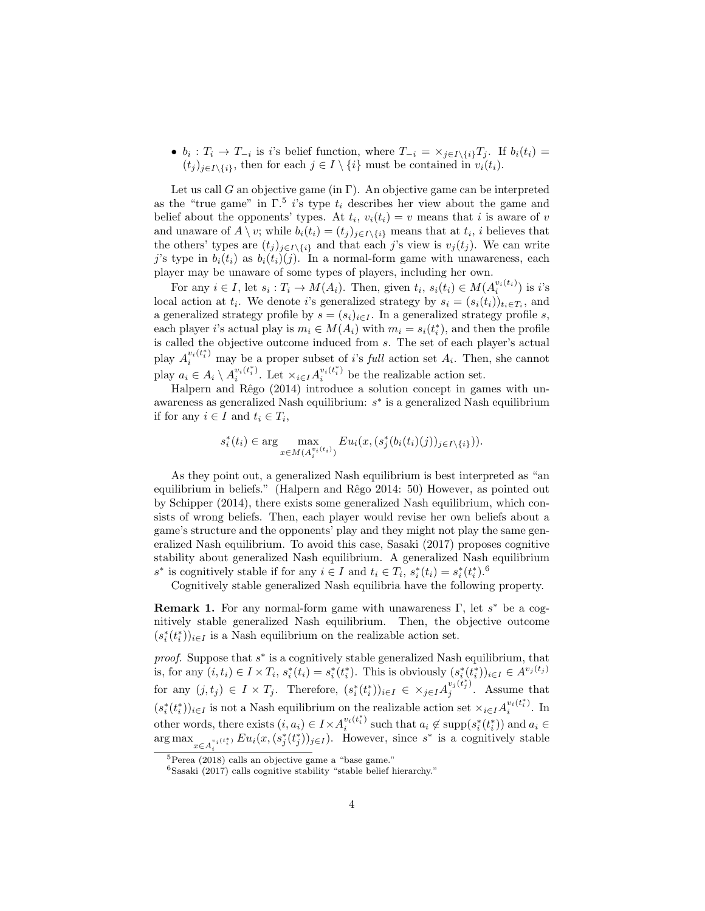- $b_i : T_i \to T_{-i}$ is $i$'s belief function, where $T_{-i} = \times_{j\in I\setminus\{i\}} T_j$. If $b_i(t_i) = (t_j)_{j\in I\setminus\{i\}}$, then for each $j \in I \setminus \{i\}$ must be contained in $v_i(t_i)$.

Let us call $G$ an objective game (in $\Gamma$). An objective game can be interpreted as the "true game" in $\Gamma$.[5] $i$'s type $t_i$ describes her view about the game and belief about the opponents' types. At $t_i$, $v_i(t_i) = v$ means that $i$ is aware of $v$ and unaware of $A \setminus v$; while $b_i(t_i) = (t_j)_{j\in I\setminus\{i\}}$ means that at $t_i$, $i$ believes that the others' types are $(t_j)_{j\in I\setminus\{i\}}$ and that each $j$'s view is $v_j(t_j)$. We can write $j$'s type in $b_i(t_i)$ as $b_i(t_i)(j)$. In a normal-form game with unawareness, each player may be unaware of some types of players, including her own.

For any $i \in I$, let $s_i : T_i \to M(A_i)$. Then, given $t_i$, $s_i(t_i) \in M(A_i^{v_i(t_i)})$ is $i$'s local action at $t_i$. We denote $i$'s generalized strategy by $s_i = (s_i(t_i))_{t_i\in T_i}$, and a generalized strategy profile by $s = (s_i)_{i\in I}$. In a generalized strategy profile $s$, each player $i$'s actual play is $m_i \in M(A_i)$ with $m_i = s_i(t_i^*)$, and then the profile is called the objective outcome induced from $s$. The set of each player's actual play $A_i^{v_i(t_i^*)}$ may be a proper subset of $i$'s *full* action set $A_i$. Then, she cannot play $a_i \in A_i \setminus A_i^{v_i(t_i^*)}$. Let $\times_{i\in I} A_i^{v_i(t_i^*)}$ be the realizable action set.

Halpern and Rêgo (2014) introduce a solution concept in games with unawareness as generalized Nash equilibrium: $s^*$ is a generalized Nash equilibrium if for any $i \in I$ and $t_i \in T_i$,

$$s_i^*(t_i) \in \arg\max_{x\in M(A_i^{v_i(t_i)})} Eu_i(x, (s_j^*(b_i(t_i)(j))_{j\in I\setminus\{i\}})).$$

As they point out, a generalized Nash equilibrium is best interpreted as "an equilibrium in beliefs." (Halpern and Rêgo 2014: 50) However, as pointed out by Schipper (2014), there exists some generalized Nash equilibrium, which consists of wrong beliefs. Then, each player would revise her own beliefs about a game's structure and the opponents' play and they might not play the same generalized Nash equilibrium. To avoid this case, Sasaki (2017) proposes cognitive stability about generalized Nash equilibrium. A generalized Nash equilibrium $s^*$ is cognitively stable if for any $i \in I$ and $t_i \in T_i$, $s_i^*(t_i) = s_i^*(t_i^*)$.[6]

Cognitively stable generalized Nash equilibria have the following property.

**Remark 1.** For any normal-form game with unawareness $\Gamma$, let $s^*$ be a cognitively stable generalized Nash equilibrium. Then, the objective outcome $(s_i^*(t_i^*))_{i\in I}$ is a Nash equilibrium on the realizable action set.

*proof.* Suppose that $s^*$ is a cognitively stable generalized Nash equilibrium, that is, for any $(i, t_i) \in I \times T_i$, $s_i^*(t_i) = s_i^*(t_i^*)$. This is obviously $(s_i^*(t_i^*))_{i\in I} \in A^{v_j(t_j)}$ for any $(j, t_j) \in I \times T_j$. Therefore, $(s_i^*(t_i^*))_{i\in I} \in \times_{j\in I} A_j^{v_j(t_j^*)}$. Assume that $(s_i^*(t_i^*))_{i\in I}$ is not a Nash equilibrium on the realizable action set $\times_{i\in I} A_i^{v_i(t_i^*)}$. In other words, there exists $(i, a_i) \in I \times A_i^{v_i(t_i^*)}$ such that $a_i \notin \text{supp}(s_i^*(t_i^*))$ and $a_i \in \arg\max_{x\in A_i^{v_i(t_i^*)}} Eu_i(x, (s_j^*(t_j^*))_{j\in I})$. However, since $s^*$ is a cognitively stable

[5] Perea (2018) calls an objective game a "base game."

[6] Sasaki (2017) calls cognitive stability "stable belief hierarchy."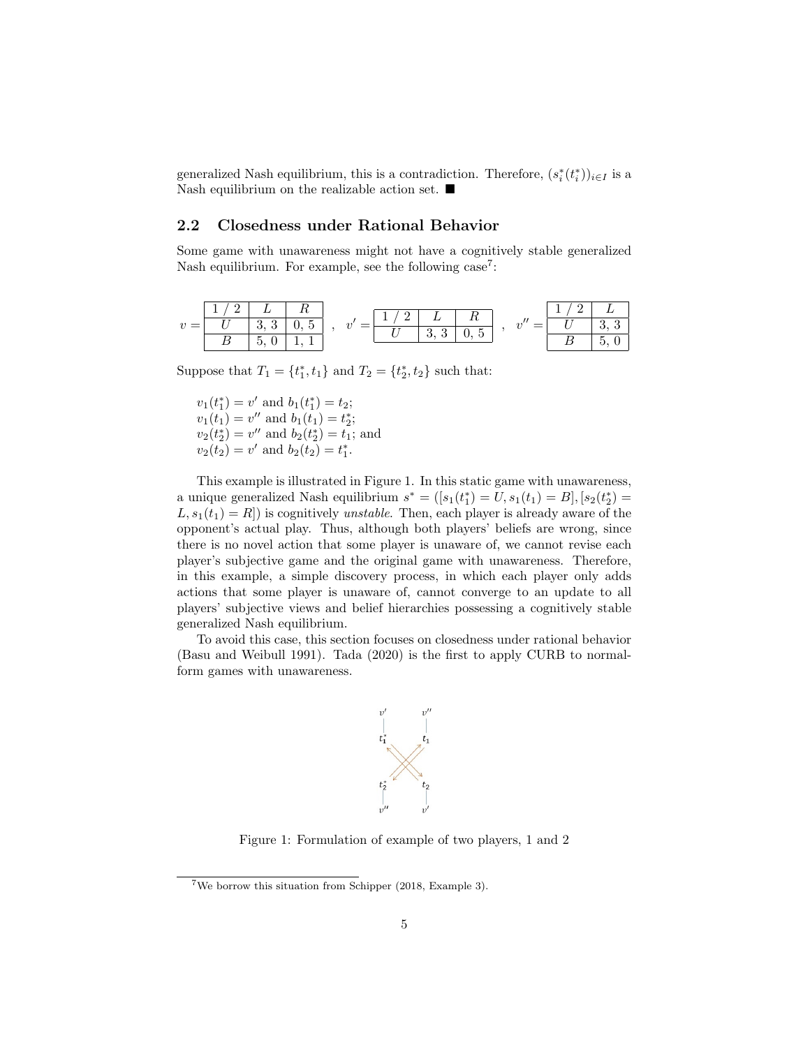generalized Nash equilibrium, this is a contradiction. Therefore, $(s_i^*(t_i^*))_{i \in I}$ is a Nash equilibrium on the realizable action set. ■

## 2.2 Closedness under Rational Behavior

Some game with unawareness might not have a cognitively stable generalized Nash equilibrium. For example, see the following case[7]:

$v =$

| 1 / 2 | L | R |
|---|---|---|
| U | 3, 3 | 0, 5 |
| B | 5, 0 | 1, 1 |

, $v' =$

| 1 / 2 | L | R |
|---|---|---|
| U | 3, 3 | 0, 5 |

, $v'' =$

| 1 / 2 | L |
|---|---|
| U | 3, 3 |
| B | 5, 0 |

Suppose that $T_1 = \{t_1^*, t_1\}$ and $T_2 = \{t_2^*, t_2\}$ such that:

$v_1(t_1^*) = v'$ and $b_1(t_1^*) = t_2$;
$v_1(t_1) = v''$ and $b_1(t_1) = t_2^*$;
$v_2(t_2^*) = v''$ and $b_2(t_2^*) = t_1$; and
$v_2(t_2) = v'$ and $b_2(t_2) = t_1^*$.

This example is illustrated in Figure 1. In this static game with unawareness, a unique generalized Nash equilibrium $s^* = ([s_1(t_1^*) = U, s_1(t_1) = B], [s_2(t_2^*) = L, s_1(t_1) = R])$ is cognitively *unstable*. Then, each player is already aware of the opponent's actual play. Thus, although both players' beliefs are wrong, since there is no novel action that some player is unaware of, we cannot revise each player's subjective game and the original game with unawareness. Therefore, in this example, a simple discovery process, in which each player only adds actions that some player is unaware of, cannot converge to an update to all players' subjective views and belief hierarchies possessing a cognitively stable generalized Nash equilibrium.

To avoid this case, this section focuses on closedness under rational behavior (Basu and Weibull 1991). Tada (2020) is the first to apply CURB to normal-form games with unawareness.

Figure 1: Formulation of example of two players, 1 and 2

[7] We borrow this situation from Schipper (2018, Example 3).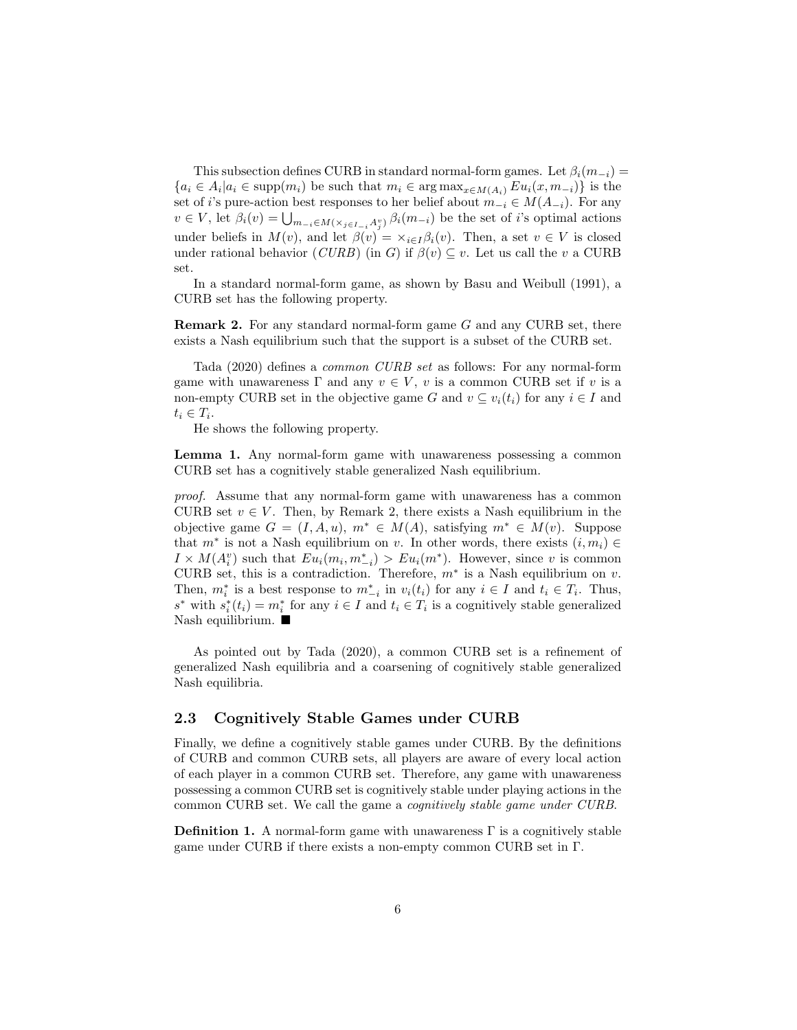This subsection defines CURB in standard normal-form games. Let $\beta_i(m_{-i}) = \{a_i \in A_i | a_i \in \text{supp}(m_i) \text{ be such that } m_i \in \arg\max_{x \in M(A_i)} Eu_i(x, m_{-i})\}$ is the set of $i$'s pure-action best responses to her belief about $m_{-i} \in M(A_{-i})$. For any $v \in V$, let $\beta_i(v) = \bigcup_{m_{-i} \in M(\times_{j \in I_{-i}} A_j^v)} \beta_i(m_{-i})$ be the set of $i$'s optimal actions under beliefs in $M(v)$, and let $\beta(v) = \times_{i \in I} \beta_i(v)$. Then, a set $v \in V$ is closed under rational behavior ($CURB$) (in $G$) if $\beta(v) \subseteq v$. Let us call the $v$ a CURB set.

In a standard normal-form game, as shown by Basu and Weibull (1991), a CURB set has the following property.

**Remark 2.** For any standard normal-form game $G$ and any CURB set, there exists a Nash equilibrium such that the support is a subset of the CURB set.

Tada (2020) defines a *common CURB set* as follows: For any normal-form game with unawareness $\Gamma$ and any $v \in V$, $v$ is a common CURB set if $v$ is a non-empty CURB set in the objective game $G$ and $v \subseteq v_i(t_i)$ for any $i \in I$ and $t_i \in T_i$.

He shows the following property.

**Lemma 1.** Any normal-form game with unawareness possessing a common CURB set has a cognitively stable generalized Nash equilibrium.

*proof.* Assume that any normal-form game with unawareness has a common CURB set $v \in V$. Then, by Remark 2, there exists a Nash equilibrium in the objective game $G = (I, A, u)$, $m^* \in M(A)$, satisfying $m^* \in M(v)$. Suppose that $m^*$ is not a Nash equilibrium on $v$. In other words, there exists $(i, m_i) \in I \times M(A_i^v)$ such that $Eu_i(m_i, m_{-i}^*) > Eu_i(m^*)$. However, since $v$ is common CURB set, this is a contradiction. Therefore, $m^*$ is a Nash equilibrium on $v$. Then, $m_i^*$ is a best response to $m_{-i}^*$ in $v_i(t_i)$ for any $i \in I$ and $t_i \in T_i$. Thus, $s^*$ with $s_i^*(t_i) = m_i^*$ for any $i \in I$ and $t_i \in T_i$ is a cognitively stable generalized Nash equilibrium. ■

As pointed out by Tada (2020), a common CURB set is a refinement of generalized Nash equilibria and a coarsening of cognitively stable generalized Nash equilibria.

## 2.3 Cognitively Stable Games under CURB

Finally, we define a cognitively stable games under CURB. By the definitions of CURB and common CURB sets, all players are aware of every local action of each player in a common CURB set. Therefore, any game with unawareness possessing a common CURB set is cognitively stable under playing actions in the common CURB set. We call the game a *cognitively stable game under CURB*.

**Definition 1.** A normal-form game with unawareness $\Gamma$ is a cognitively stable game under CURB if there exists a non-empty common CURB set in $\Gamma$.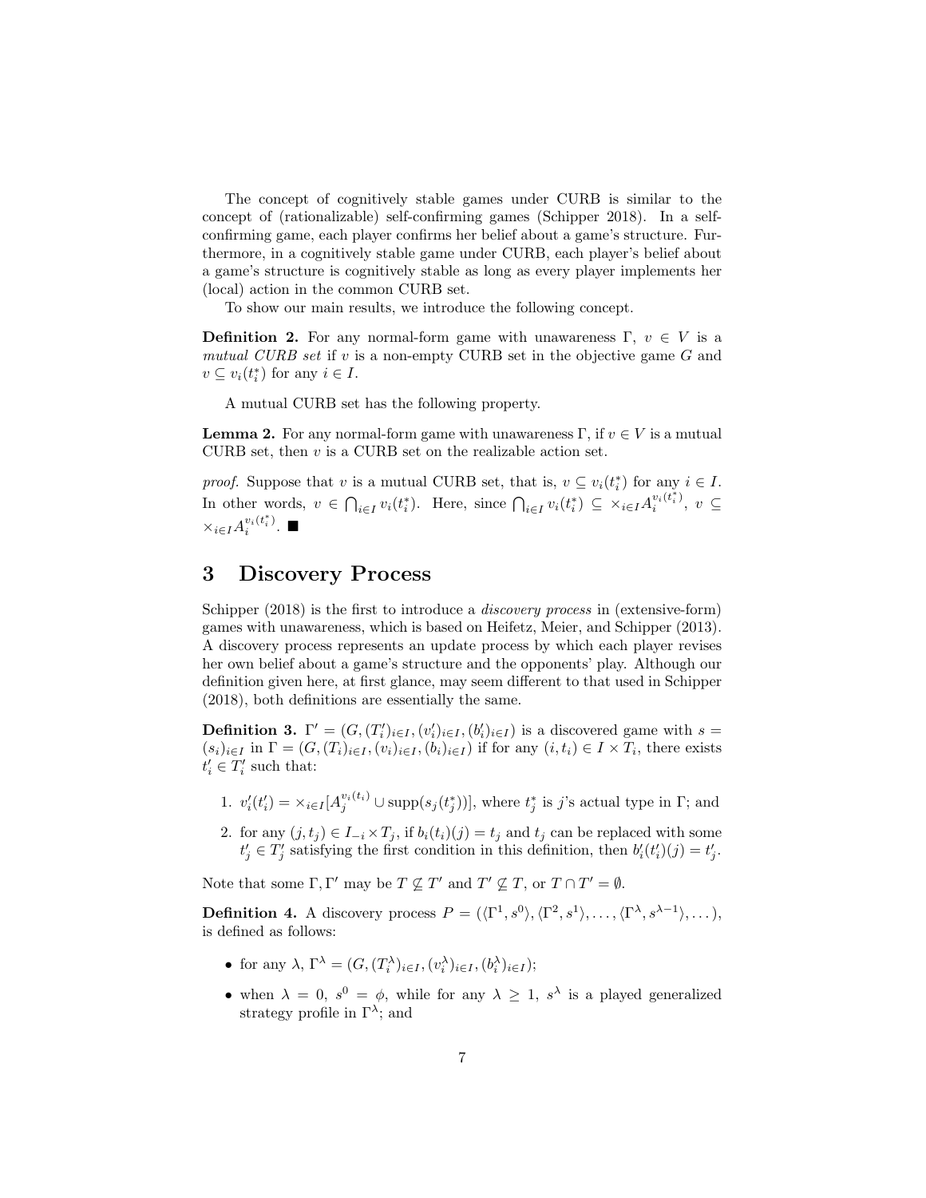The concept of cognitively stable games under CURB is similar to the concept of (rationalizable) self-confirming games (Schipper 2018). In a self-confirming game, each player confirms her belief about a game's structure. Furthermore, in a cognitively stable game under CURB, each player's belief about a game's structure is cognitively stable as long as every player implements her (local) action in the common CURB set.

To show our main results, we introduce the following concept.

**Definition 2.** For any normal-form game with unawareness $\Gamma$, $v \in V$ is a *mutual CURB set* if $v$ is a non-empty CURB set in the objective game $G$ and $v \subseteq v_i(t_i^*)$ for any $i \in I$.

A mutual CURB set has the following property.

**Lemma 2.** For any normal-form game with unawareness $\Gamma$, if $v \in V$ is a mutual CURB set, then $v$ is a CURB set on the realizable action set.

*proof.* Suppose that $v$ is a mutual CURB set, that is, $v \subseteq v_i(t_i^*)$ for any $i \in I$. In other words, $v \in \bigcap_{i \in I} v_i(t_i^*)$. Here, since $\bigcap_{i \in I} v_i(t_i^*) \subseteq \times_{i \in I} A_i^{v_i(t_i^*)}$, $v \subseteq \times_{i \in I} A_i^{v_i(t_i^*)}$. ■

## 3 Discovery Process

Schipper (2018) is the first to introduce a *discovery process* in (extensive-form) games with unawareness, which is based on Heifetz, Meier, and Schipper (2013). A discovery process represents an update process by which each player revises her own belief about a game's structure and the opponents' play. Although our definition given here, at first glance, may seem different to that used in Schipper (2018), both definitions are essentially the same.

**Definition 3.** $\Gamma' = (G, (T_i')_{i \in I}, (v_i')_{i \in I}, (b_i')_{i \in I})$ is a discovered game with $s = (s_i)_{i \in I}$ in $\Gamma = (G, (T_i)_{i \in I}, (v_i)_{i \in I}, (b_i)_{i \in I})$ if for any $(i, t_i) \in I \times T_i$, there exists $t_i' \in T_i'$ such that:

1. $v_i'(t_i') = \times_{i \in I}[A_j^{v_i(t_i)} \cup \text{supp}(s_j(t_j^*))]$, where $t_j^*$ is $j$'s actual type in $\Gamma$; and
2. for any $(j, t_j) \in I_{-i} \times T_j$, if $b_i(t_i)(j) = t_j$ and $t_j$ can be replaced with some $t_j' \in T_j'$ satisfying the first condition in this definition, then $b_i'(t_i')(j) = t_j'$.

Note that some $\Gamma, \Gamma'$ may be $T \not\subseteq T'$ and $T' \not\subseteq T$, or $T \cap T' = \emptyset$.

**Definition 4.** A discovery process $P = (\langle \Gamma^1, s^0 \rangle, \langle \Gamma^2, s^1 \rangle, \dots, \langle \Gamma^\lambda, s^{\lambda-1} \rangle, \dots)$, is defined as follows:

- for any $\lambda$, $\Gamma^\lambda = (G, (T_i^\lambda)_{i \in I}, (v_i^\lambda)_{i \in I}, (b_i^\lambda)_{i \in I})$;
- when $\lambda = 0$, $s^0 = \phi$, while for any $\lambda \geq 1$, $s^\lambda$ is a played generalized strategy profile in $\Gamma^\lambda$; and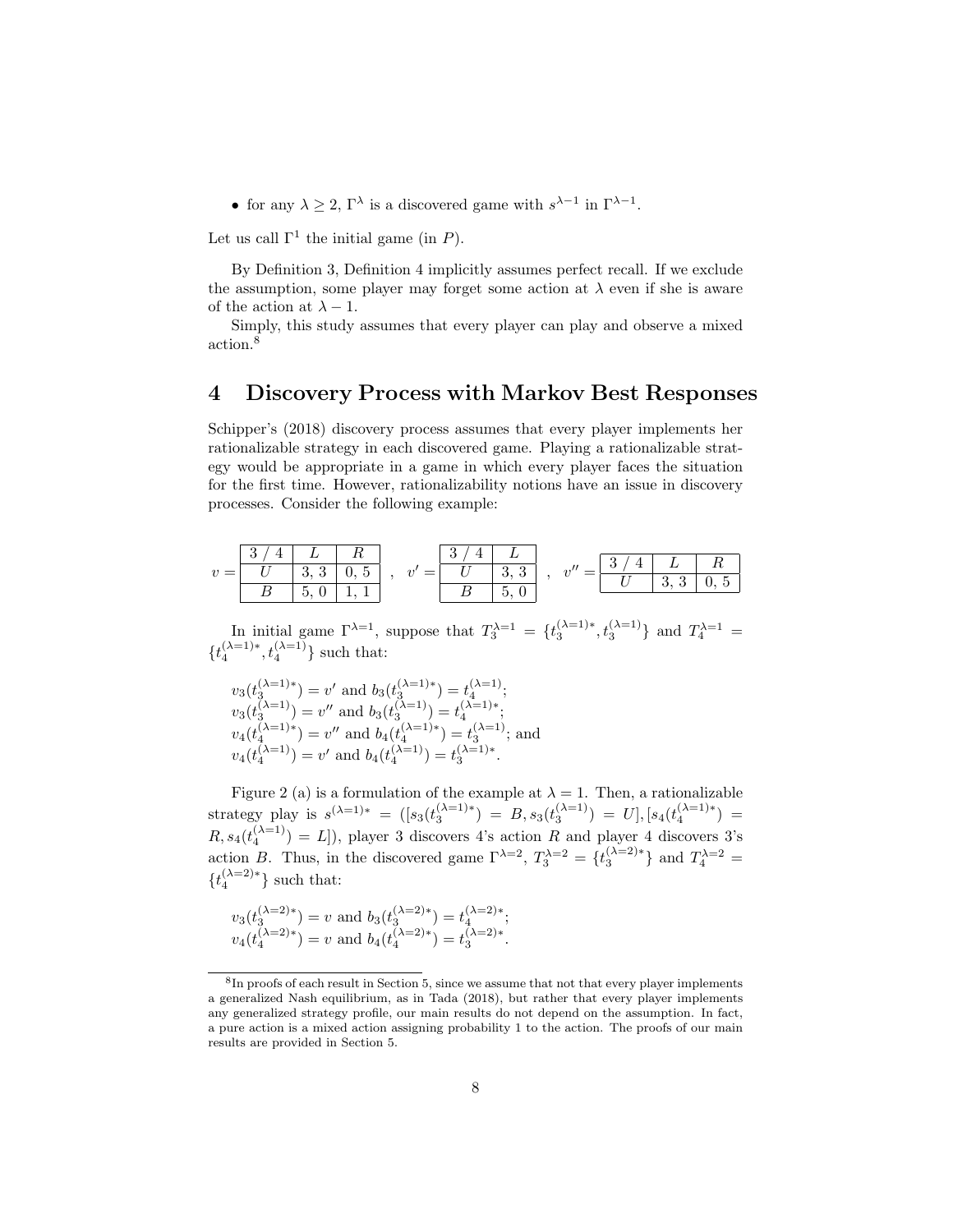- for any $\lambda \geq 2$, $\Gamma^{\lambda}$ is a discovered game with $s^{\lambda-1}$ in $\Gamma^{\lambda-1}$.

Let us call $\Gamma^1$ the initial game (in $P$).

By Definition 3, Definition 4 implicitly assumes perfect recall. If we exclude the assumption, some player may forget some action at $\lambda$ even if she is aware of the action at $\lambda - 1$.

Simply, this study assumes that every player can play and observe a mixed action.[8]

# 4 Discovery Process with Markov Best Responses

Schipper's (2018) discovery process assumes that every player implements her rationalizable strategy in each discovered game. Playing a rationalizable strategy would be appropriate in a game in which every player faces the situation for the first time. However, rationalizability notions have an issue in discovery processes. Consider the following example:

$v =$

| 3 / 4 | $L$ | $R$ |
|---|---|---|
| $U$ | 3, 3 | 0, 5 |
| $B$ | 5, 0 | 1, 1 |

, $v' =$

| 3 / 4 | $L$ |
|---|---|
| $U$ | 3, 3 |
| $B$ | 5, 0 |

, $v'' =$

| 3 / 4 | $L$ | $R$ |
|---|---|---|
| $U$ | 3, 3 | 0, 5 |

In initial game $\Gamma^{\lambda=1}$, suppose that $T_3^{\lambda=1} = \{t_3^{(\lambda=1)*}, t_3^{(\lambda=1)}\}$ and $T_4^{\lambda=1} = \{t_4^{(\lambda=1)*}, t_4^{(\lambda=1)}\}$ such that:

$v_3(t_3^{(\lambda=1)*}) = v'$ and $b_3(t_3^{(\lambda=1)*}) = t_4^{(\lambda=1)}$;
$v_3(t_3^{(\lambda=1)}) = v''$ and $b_3(t_3^{(\lambda=1)}) = t_4^{(\lambda=1)*}$;
$v_4(t_4^{(\lambda=1)*}) = v''$ and $b_4(t_4^{(\lambda=1)*}) = t_3^{(\lambda=1)}$; and
$v_4(t_4^{(\lambda=1)}) = v'$ and $b_4(t_4^{(\lambda=1)}) = t_3^{(\lambda=1)*}$.

Figure 2 (a) is a formulation of the example at $\lambda = 1$. Then, a rationalizable strategy play is $s^{(\lambda=1)*} = ([s_3(t_3^{(\lambda=1)*}) = B, s_3(t_3^{(\lambda=1)}) = U], [s_4(t_4^{(\lambda=1)*}) = R, s_4(t_4^{(\lambda=1)}) = L])$, player 3 discovers 4's action $R$ and player 4 discovers 3's action $B$. Thus, in the discovered game $\Gamma^{\lambda=2}$, $T_3^{\lambda=2} = \{t_3^{(\lambda=2)*}\}$ and $T_4^{\lambda=2} = \{t_4^{(\lambda=2)*}\}$ such that:

$v_3(t_3^{(\lambda=2)*}) = v$ and $b_3(t_3^{(\lambda=2)*}) = t_4^{(\lambda=2)*}$;
$v_4(t_4^{(\lambda=2)*}) = v$ and $b_4(t_4^{(\lambda=2)*}) = t_3^{(\lambda=2)*}$.

[8] In proofs of each result in Section 5, since we assume that not that every player implements a generalized Nash equilibrium, as in Tada (2018), but rather that every player implements any generalized strategy profile, our main results do not depend on the assumption. In fact, a pure action is a mixed action assigning probability 1 to the action. The proofs of our main results are provided in Section 5.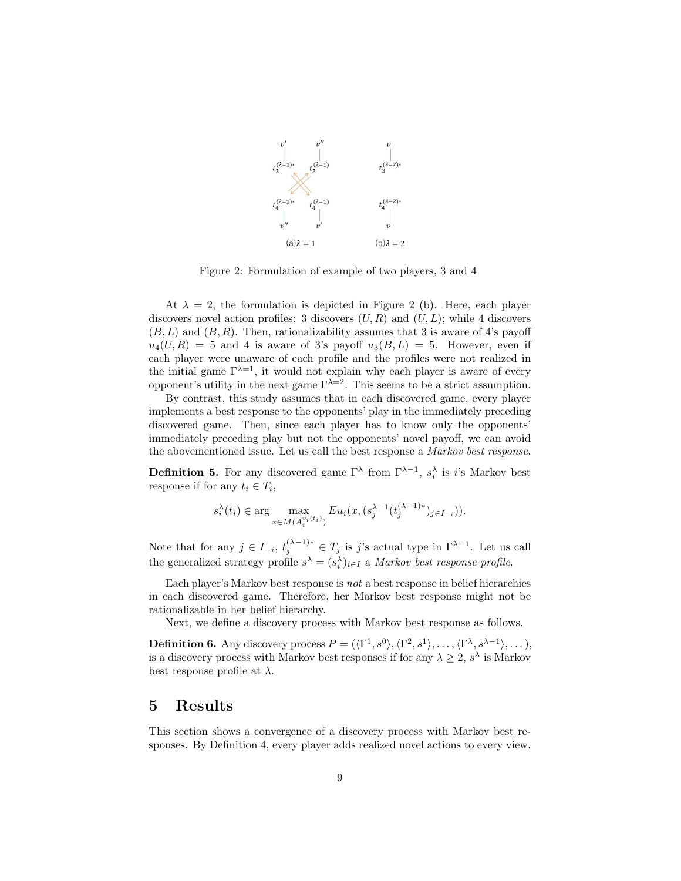Figure 2: Formulation of example of two players, 3 and 4

At $\lambda = 2$, the formulation is depicted in Figure 2 (b). Here, each player discovers novel action profiles: 3 discovers $(U, R)$ and $(U, L)$; while 4 discovers $(B, L)$ and $(B, R)$. Then, rationalizability assumes that 3 is aware of 4's payoff $u_4(U, R) = 5$ and 4 is aware of 3's payoff $u_3(B, L) = 5$. However, even if each player were unaware of each profile and the profiles were not realized in the initial game $\Gamma^{\lambda=1}$, it would not explain why each player is aware of every opponent's utility in the next game $\Gamma^{\lambda=2}$. This seems to be a strict assumption.

By contrast, this study assumes that in each discovered game, every player implements a best response to the opponents' play in the immediately preceding discovered game. Then, since each player has to know only the opponents' immediately preceding play but not the opponents' novel payoff, we can avoid the abovementioned issue. Let us call the best response a *Markov best response*.

**Definition 5.** For any discovered game $\Gamma^\lambda$ from $\Gamma^{\lambda-1}$, $s_i^\lambda$ is $i$'s Markov best response if for any $t_i \in T_i$,

$$s_i^\lambda(t_i) \in \arg\max_{x \in M(A_i^{v_i(t_i)})} Eu_i(x, (s_j^{\lambda-1}(t_j^{(\lambda-1)*})_{j \in I_{-i}})).$$

Note that for any $j \in I_{-i}$, $t_j^{(\lambda-1)*} \in T_j$ is $j$'s actual type in $\Gamma^{\lambda-1}$. Let us call the generalized strategy profile $s^\lambda = (s_i^\lambda)_{i \in I}$ a *Markov best response profile*.

Each player's Markov best response is *not* a best response in belief hierarchies in each discovered game. Therefore, her Markov best response might not be rationalizable in her belief hierarchy.

Next, we define a discovery process with Markov best response as follows.

**Definition 6.** Any discovery process $P = (\langle \Gamma^1, s^0 \rangle, \langle \Gamma^2, s^1 \rangle, \dots, \langle \Gamma^\lambda, s^{\lambda-1} \rangle, \dots)$, is a discovery process with Markov best responses if for any $\lambda \geq 2$, $s^\lambda$ is Markov best response profile at $\lambda$.

# 5 Results

This section shows a convergence of a discovery process with Markov best responses. By Definition 4, every player adds realized novel actions to every view.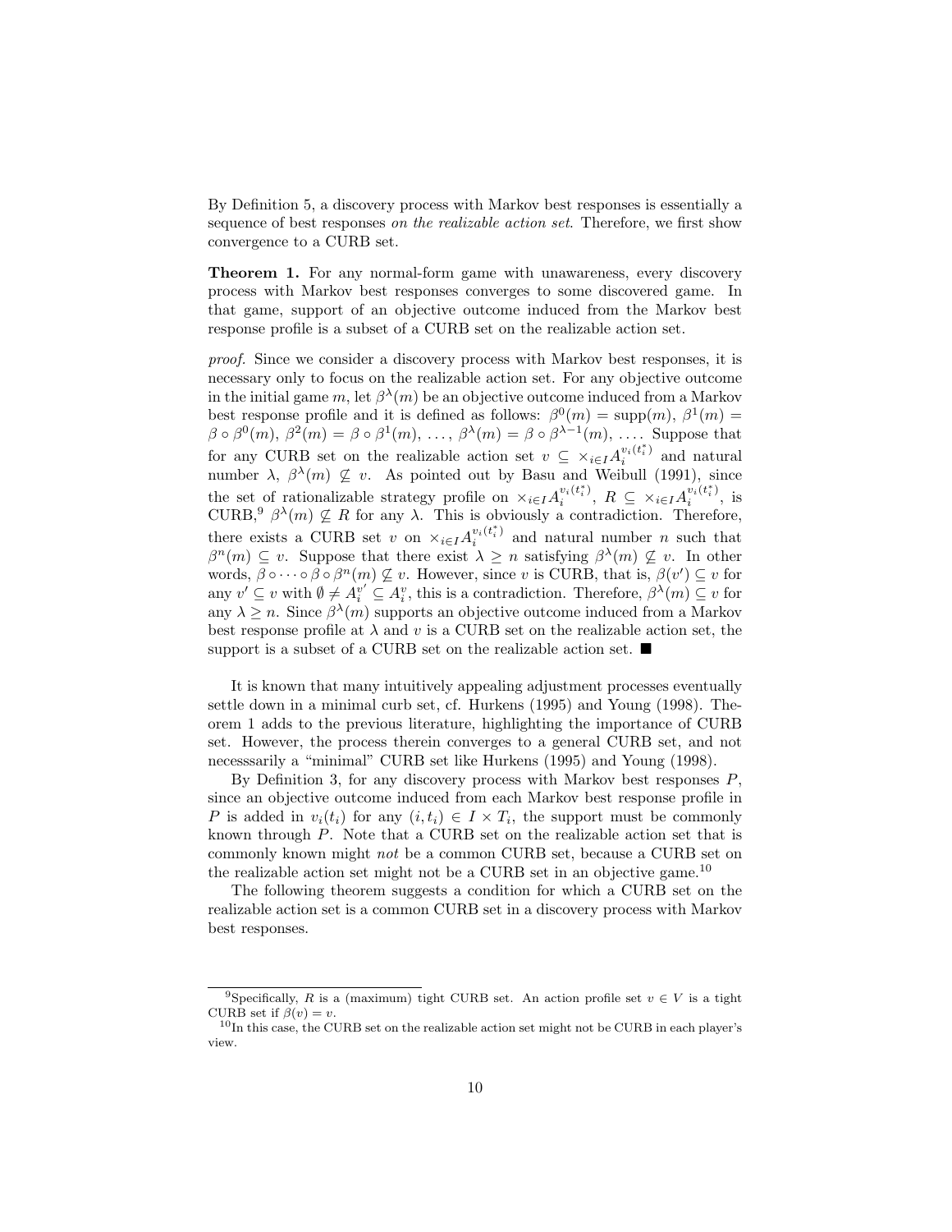By Definition 5, a discovery process with Markov best responses is essentially a sequence of best responses *on the realizable action set*. Therefore, we first show convergence to a CURB set.

**Theorem 1.** For any normal-form game with unawareness, every discovery process with Markov best responses converges to some discovered game. In that game, support of an objective outcome induced from the Markov best response profile is a subset of a CURB set on the realizable action set.

*proof.* Since we consider a discovery process with Markov best responses, it is necessary only to focus on the realizable action set. For any objective outcome in the initial game $m$, let $\beta^{\lambda}(m)$ be an objective outcome induced from a Markov best response profile and it is defined as follows: $\beta^0(m) = \text{supp}(m)$, $\beta^1(m) = \beta \circ \beta^0(m)$, $\beta^2(m) = \beta \circ \beta^1(m)$, $\ldots$, $\beta^{\lambda}(m) = \beta \circ \beta^{\lambda-1}(m)$, $\ldots$. Suppose that for any CURB set on the realizable action set $v \subseteq \times_{i \in I} A_i^{v_i(t_i^*)}$ and natural number $\lambda$, $\beta^{\lambda}(m) \not\subseteq v$. As pointed out by Basu and Weibull (1991), since the set of rationalizable strategy profile on $\times_{i \in I} A_i^{v_i(t_i^*)}$, $R \subseteq \times_{i \in I} A_i^{v_i(t_i^*)}$, is CURB,[9] $\beta^{\lambda}(m) \not\subseteq R$ for any $\lambda$. This is obviously a contradiction. Therefore, there exists a CURB set $v$ on $\times_{i \in I} A_i^{v_i(t_i^*)}$ and natural number $n$ such that $\beta^n(m) \subseteq v$. Suppose that there exist $\lambda \geq n$ satisfying $\beta^{\lambda}(m) \not\subseteq v$. In other words, $\beta \circ \cdots \circ \beta \circ \beta^n(m) \not\subseteq v$. However, since $v$ is CURB, that is, $\beta(v') \subseteq v$ for any $v' \subseteq v$ with $\emptyset \neq A_i^{v'} \subseteq A_i^v$, this is a contradiction. Therefore, $\beta^{\lambda}(m) \subseteq v$ for any $\lambda \geq n$. Since $\beta^{\lambda}(m)$ supports an objective outcome induced from a Markov best response profile at $\lambda$ and $v$ is a CURB set on the realizable action set, the support is a subset of a CURB set on the realizable action set. ■

It is known that many intuitively appealing adjustment processes eventually settle down in a minimal curb set, cf. Hurkens (1995) and Young (1998). Theorem 1 adds to the previous literature, highlighting the importance of CURB set. However, the process therein converges to a general CURB set, and not necesssarily a "minimal" CURB set like Hurkens (1995) and Young (1998).

By Definition 3, for any discovery process with Markov best responses $P$, since an objective outcome induced from each Markov best response profile in $P$ is added in $v_i(t_i)$ for any $(i, t_i) \in I \times T_i$, the support must be commonly known through $P$. Note that a CURB set on the realizable action set that is commonly known might *not* be a common CURB set, because a CURB set on the realizable action set might not be a CURB set in an objective game.[10]

The following theorem suggests a condition for which a CURB set on the realizable action set is a common CURB set in a discovery process with Markov best responses.

---

[9] Specifically, $R$ is a (maximum) tight CURB set. An action profile set $v \in V$ is a tight CURB set if $\beta(v) = v$.

[10] In this case, the CURB set on the realizable action set might not be CURB in each player's view.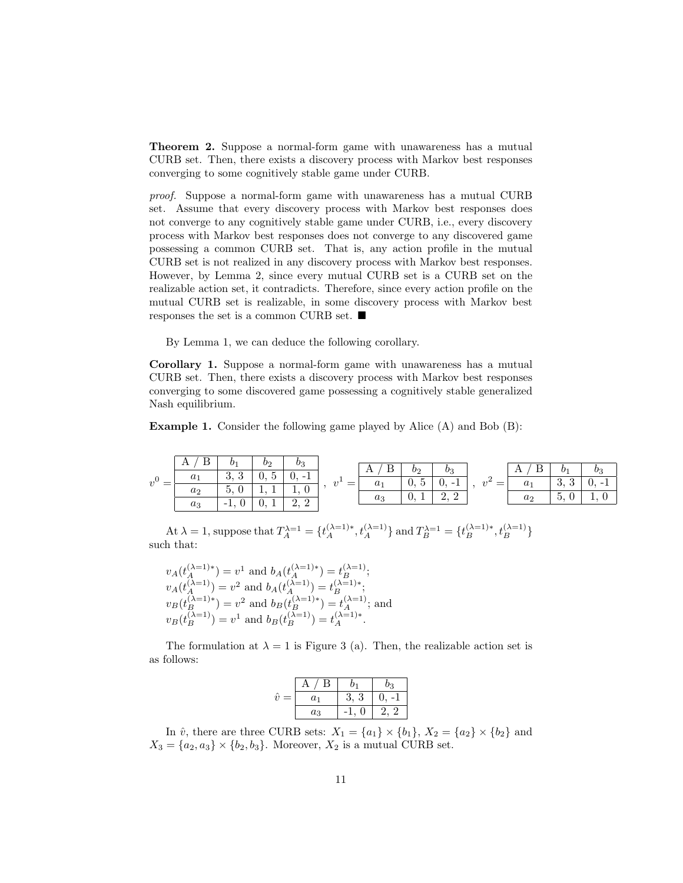**Theorem 2.** Suppose a normal-form game with unawareness has a mutual CURB set. Then, there exists a discovery process with Markov best responses converging to some cognitively stable game under CURB.

*proof.* Suppose a normal-form game with unawareness has a mutual CURB set. Assume that every discovery process with Markov best responses does not converge to any cognitively stable game under CURB, i.e., every discovery process with Markov best responses does not converge to any discovered game possessing a common CURB set. That is, any action profile in the mutual CURB set is not realized in any discovery process with Markov best responses. However, by Lemma 2, since every mutual CURB set is a CURB set on the realizable action set, it contradicts. Therefore, since every action profile on the mutual CURB set is realizable, in some discovery process with Markov best responses the set is a common CURB set. ■

By Lemma 1, we can deduce the following corollary.

**Corollary 1.** Suppose a normal-form game with unawareness has a mutual CURB set. Then, there exists a discovery process with Markov best responses converging to some discovered game possessing a cognitively stable generalized Nash equilibrium.

**Example 1.** Consider the following game played by Alice (A) and Bob (B):

$v^0 =$

| A / B | $b_1$ | $b_2$ | $b_3$ |
|---|---|---|---|
| $a_1$ | 3, 3 | 0, 5 | 0, -1 |
| $a_2$ | 5, 0 | 1, 1 | 1, 0 |
| $a_3$ | -1, 0 | 0, 1 | 2, 2 |

, $v^1 =$

| A / B | $b_2$ | $b_3$ |
|---|---|---|
| $a_1$ | 0, 5 | 0, -1 |
| $a_3$ | 0, 1 | 2, 2 |

, $v^2 =$

| A / B | $b_1$ | $b_3$ |
|---|---|---|
| $a_1$ | 3, 3 | 0, -1 |
| $a_2$ | 5, 0 | 1, 0 |

At $\lambda = 1$, suppose that $T_A^{\lambda=1} = \{t_A^{(\lambda=1)*}, t_A^{(\lambda=1)}\}$ and $T_B^{\lambda=1} = \{t_B^{(\lambda=1)*}, t_B^{(\lambda=1)}\}$ such that:

$v_A(t_A^{(\lambda=1)*}) = v^1$ and $b_A(t_A^{(\lambda=1)*}) = t_B^{(\lambda=1)}$;
$v_A(t_A^{(\lambda=1)}) = v^2$ and $b_A(t_A^{(\lambda=1)}) = t_B^{(\lambda=1)*}$;
$v_B(t_B^{(\lambda=1)*}) = v^2$ and $b_B(t_B^{(\lambda=1)*}) = t_A^{(\lambda=1)}$; and
$v_B(t_B^{(\lambda=1)}) = v^1$ and $b_B(t_B^{(\lambda=1)}) = t_A^{(\lambda=1)*}$.

The formulation at $\lambda = 1$ is Figure 3 (a). Then, the realizable action set is as follows:

$\hat{v} =$

| A / B | $b_1$ | $b_3$ |
|---|---|---|
| $a_1$ | 3, 3 | 0, -1 |
| $a_3$ | -1, 0 | 2, 2 |

In $\hat{v}$, there are three CURB sets: $X_1 = \{a_1\} \times \{b_1\}$, $X_2 = \{a_2\} \times \{b_2\}$ and $X_3 = \{a_2, a_3\} \times \{b_2, b_3\}$. Moreover, $X_2$ is a mutual CURB set.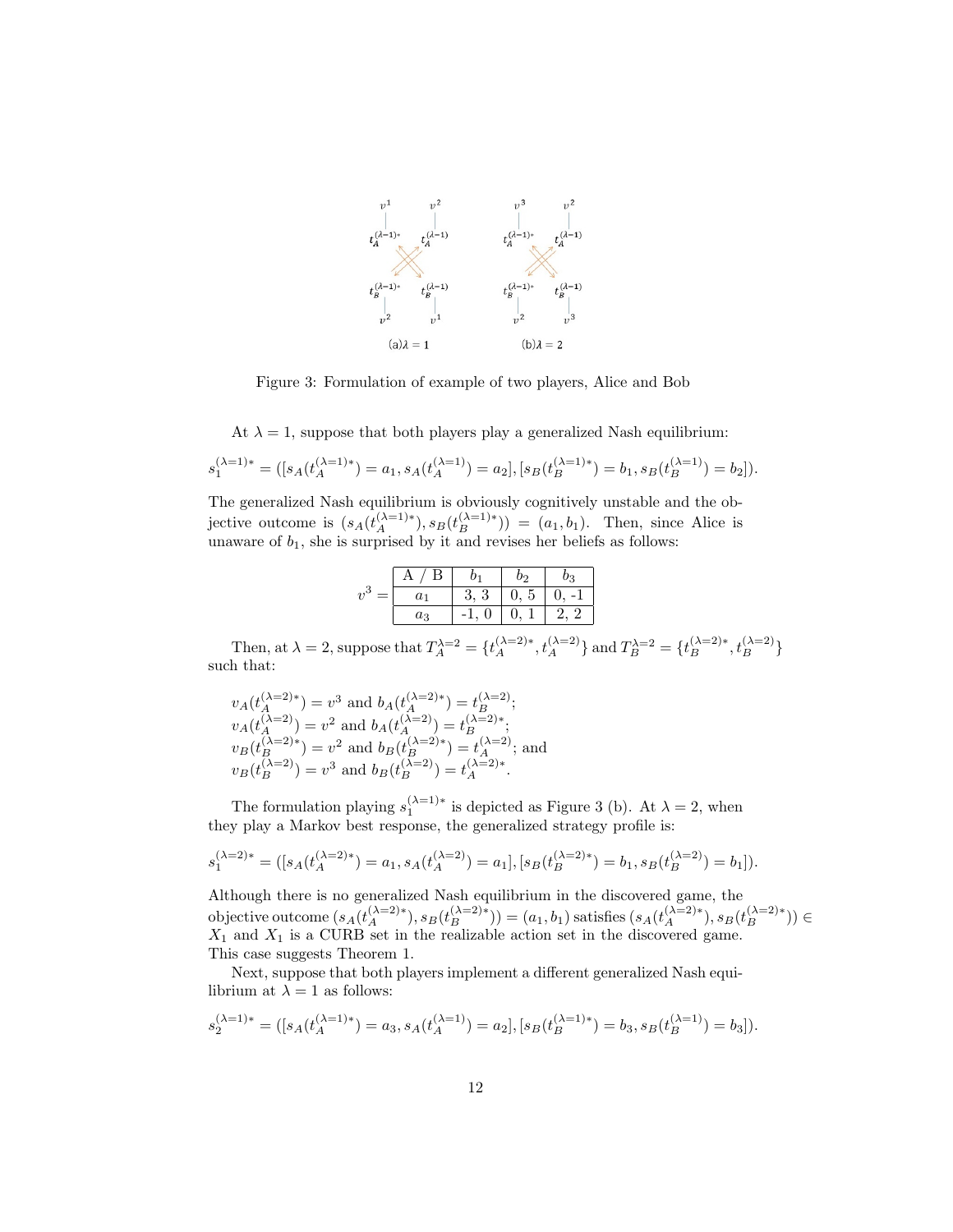Figure 3: Formulation of example of two players, Alice and Bob

At $\lambda = 1$, suppose that both players play a generalized Nash equilibrium:

$$s_1^{(\lambda=1)*} = ([s_A(t_A^{(\lambda=1)*}) = a_1, s_A(t_A^{(\lambda=1)}) = a_2], [s_B(t_B^{(\lambda=1)*}) = b_1, s_B(t_B^{(\lambda=1)}) = b_2]).$$

The generalized Nash equilibrium is obviously cognitively unstable and the objective outcome is $(s_A(t_A^{(\lambda=1)*}), s_B(t_B^{(\lambda=1)*})) = (a_1, b_1)$. Then, since Alice is unaware of $b_1$, she is surprised by it and revises her beliefs as follows:

$v^3 =$

| A / B | $b_1$ | $b_2$ | $b_3$ |
|---|---|---|---|
| $a_1$ | 3, 3 | 0, 5 | 0, -1 |
| $a_3$ | -1, 0 | 0, 1 | 2, 2 |

Then, at $\lambda = 2$, suppose that $T_A^{\lambda=2} = \{t_A^{(\lambda=2)*}, t_A^{(\lambda=2)}\}$ and $T_B^{\lambda=2} = \{t_B^{(\lambda=2)*}, t_B^{(\lambda=2)}\}$ such that:

$v_A(t_A^{(\lambda=2)*}) = v^3$ and $b_A(t_A^{(\lambda=2)*}) = t_B^{(\lambda=2)}$;
$v_A(t_A^{(\lambda=2)}) = v^2$ and $b_A(t_A^{(\lambda=2)}) = t_B^{(\lambda=2)*}$;
$v_B(t_B^{(\lambda=2)*}) = v^2$ and $b_B(t_B^{(\lambda=2)*}) = t_A^{(\lambda=2)}$; and
$v_B(t_B^{(\lambda=2)}) = v^3$ and $b_B(t_B^{(\lambda=2)}) = t_A^{(\lambda=2)*}$.

The formulation playing $s_1^{(\lambda=1)*}$ is depicted as Figure 3 (b). At $\lambda = 2$, when they play a Markov best response, the generalized strategy profile is:

$$s_1^{(\lambda=2)*} = ([s_A(t_A^{(\lambda=2)*}) = a_1, s_A(t_A^{(\lambda=2)}) = a_1], [s_B(t_B^{(\lambda=2)*}) = b_1, s_B(t_B^{(\lambda=2)}) = b_1]).$$

Although there is no generalized Nash equilibrium in the discovered game, the objective outcome $(s_A(t_A^{(\lambda=2)*}), s_B(t_B^{(\lambda=2)*})) = (a_1, b_1)$ satisfies $(s_A(t_A^{(\lambda=2)*}), s_B(t_B^{(\lambda=2)*})) \in X_1$ and $X_1$ is a CURB set in the realizable action set in the discovered game. This case suggests Theorem 1.

Next, suppose that both players implement a different generalized Nash equilibrium at $\lambda = 1$ as follows:

$$s_2^{(\lambda=1)*} = ([s_A(t_A^{(\lambda=1)*}) = a_3, s_A(t_A^{(\lambda=1)}) = a_2], [s_B(t_B^{(\lambda=1)*}) = b_3, s_B(t_B^{(\lambda=1)}) = b_3]).$$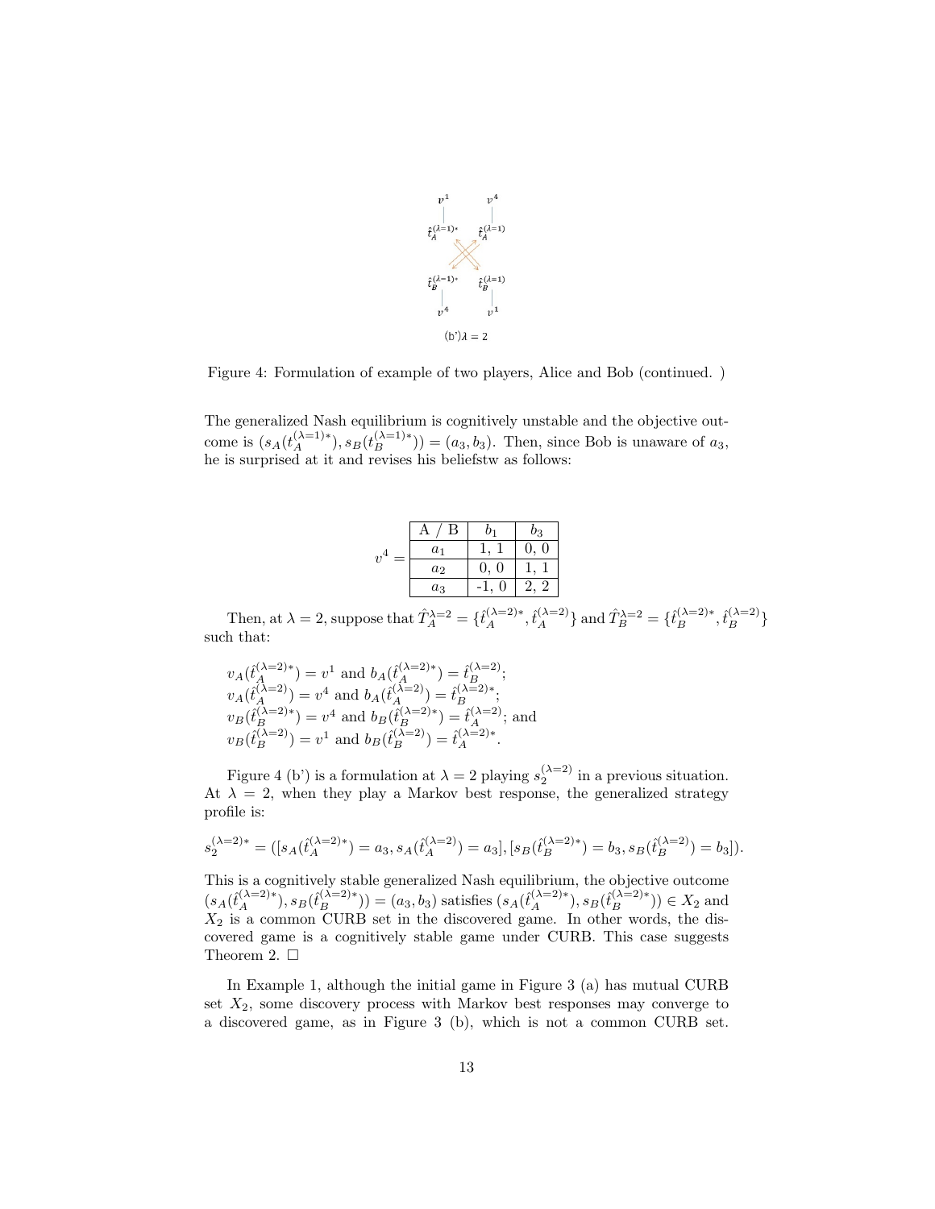(b') $\lambda = 2$

Figure 4: Formulation of example of two players, Alice and Bob (continued. )

The generalized Nash equilibrium is cognitively unstable and the objective outcome is $(s_A(t_A^{(\lambda=1)*}), s_B(t_B^{(\lambda=1)*})) = (a_3, b_3)$. Then, since Bob is unaware of $a_3$, he is surprised at it and revises his beliefstw as follows:

$v^4 =$

| A / B | $b_1$ | $b_3$ |
|---|---|---|
| $a_1$ | 1, 1 | 0, 0 |
| $a_2$ | 0, 0 | 1, 1 |
| $a_3$ | -1, 0 | 2, 2 |

Then, at $\lambda = 2$, suppose that $\hat{T}_A^{\lambda=2} = \{\hat{t}_A^{(\lambda=2)*}, \hat{t}_A^{(\lambda=2)}\}$ and $\hat{T}_B^{\lambda=2} = \{\hat{t}_B^{(\lambda=2)*}, \hat{t}_B^{(\lambda=2)}\}$ such that:

$v_A(\hat{t}_A^{(\lambda=2)*}) = v^1$ and $b_A(\hat{t}_A^{(\lambda=2)*}) = \hat{t}_B^{(\lambda=2)}$;
$v_A(\hat{t}_A^{(\lambda=2)}) = v^4$ and $b_A(\hat{t}_A^{(\lambda=2)}) = \hat{t}_B^{(\lambda=2)*}$;
$v_B(\hat{t}_B^{(\lambda=2)*}) = v^4$ and $b_B(\hat{t}_B^{(\lambda=2)*}) = \hat{t}_A^{(\lambda=2)}$; and
$v_B(\hat{t}_B^{(\lambda=2)}) = v^1$ and $b_B(\hat{t}_B^{(\lambda=2)}) = \hat{t}_A^{(\lambda=2)*}$.

Figure 4 (b') is a formulation at $\lambda = 2$ playing $s_2^{(\lambda=2)}$ in a previous situation. At $\lambda = 2$, when they play a Markov best response, the generalized strategy profile is:

$$s_2^{(\lambda=2)*} = ([s_A(\hat{t}_A^{(\lambda=2)*}) = a_3, s_A(\hat{t}_A^{(\lambda=2)}) = a_3], [s_B(\hat{t}_B^{(\lambda=2)*}) = b_3, s_B(\hat{t}_B^{(\lambda=2)}) = b_3]).$$

This is a cognitively stable generalized Nash equilibrium, the objective outcome $(s_A(\hat{t}_A^{(\lambda=2)*}), s_B(\hat{t}_B^{(\lambda=2)*})) = (a_3, b_3)$ satisfies $(s_A(\hat{t}_A^{(\lambda=2)*}), s_B(\hat{t}_B^{(\lambda=2)*})) \in X_2$ and $X_2$ is a common CURB set in the discovered game. In other words, the discovered game is a cognitively stable game under CURB. This case suggests Theorem 2. □

In Example 1, although the initial game in Figure 3 (a) has mutual CURB set $X_2$, some discovery process with Markov best responses may converge to a discovered game, as in Figure 3 (b), which is not a common CURB set.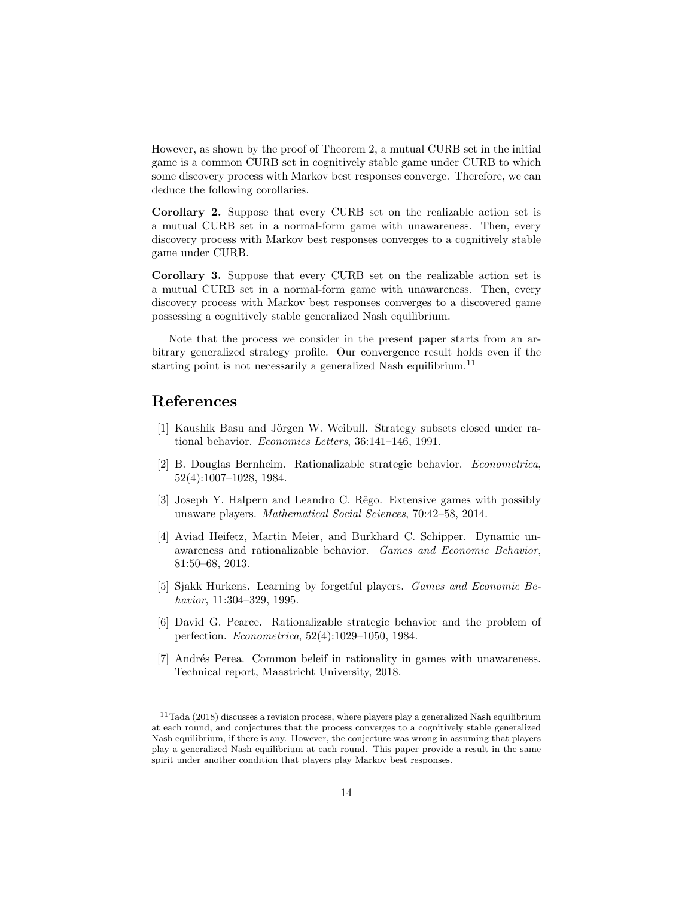However, as shown by the proof of Theorem 2, a mutual CURB set in the initial game is a common CURB set in cognitively stable game under CURB to which some discovery process with Markov best responses converge. Therefore, we can deduce the following corollaries.

**Corollary 2.** Suppose that every CURB set on the realizable action set is a mutual CURB set in a normal-form game with unawareness. Then, every discovery process with Markov best responses converges to a cognitively stable game under CURB.

**Corollary 3.** Suppose that every CURB set on the realizable action set is a mutual CURB set in a normal-form game with unawareness. Then, every discovery process with Markov best responses converges to a discovered game possessing a cognitively stable generalized Nash equilibrium.

Note that the process we consider in the present paper starts from an arbitrary generalized strategy profile. Our convergence result holds even if the starting point is not necessarily a generalized Nash equilibrium.[11]

# References

[1] Kaushik Basu and Jörgen W. Weibull. Strategy subsets closed under rational behavior. *Economics Letters*, 36:141–146, 1991.

[2] B. Douglas Bernheim. Rationalizable strategic behavior. *Econometrica*, 52(4):1007–1028, 1984.

[3] Joseph Y. Halpern and Leandro C. Rêgo. Extensive games with possibly unaware players. *Mathematical Social Sciences*, 70:42–58, 2014.

[4] Aviad Heifetz, Martin Meier, and Burkhard C. Schipper. Dynamic unawareness and rationalizable behavior. *Games and Economic Behavior*, 81:50–68, 2013.

[5] Sjakk Hurkens. Learning by forgetful players. *Games and Economic Behavior*, 11:304–329, 1995.

[6] David G. Pearce. Rationalizable strategic behavior and the problem of perfection. *Econometrica*, 52(4):1029–1050, 1984.

[7] Andrés Perea. Common beleif in rationality in games with unawareness. Technical report, Maastricht University, 2018.

[11] Tada (2018) discusses a revision process, where players play a generalized Nash equilibrium at each round, and conjectures that the process converges to a cognitively stable generalized Nash equilibrium, if there is any. However, the conjecture was wrong in assuming that players play a generalized Nash equilibrium at each round. This paper provide a result in the same spirit under another condition that players play Markov best responses.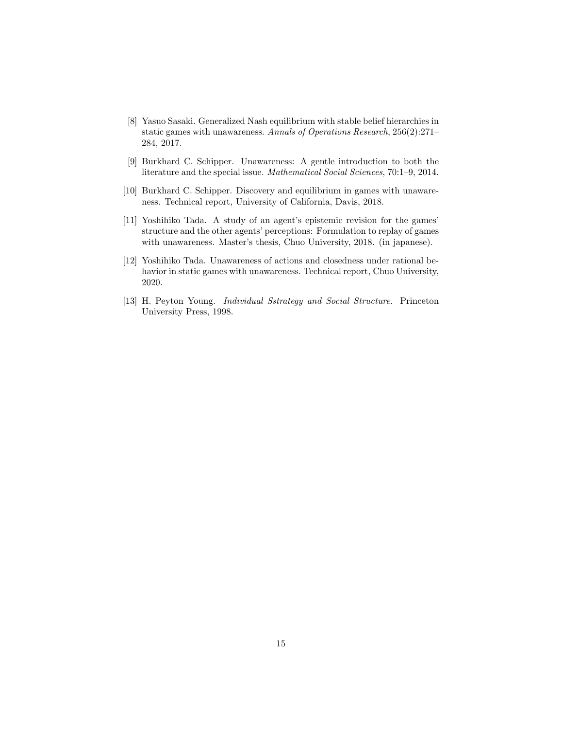[8] Yasuo Sasaki. Generalized Nash equilibrium with stable belief hierarchies in static games with unawareness. *Annals of Operations Research*, 256(2):271–284, 2017.

[9] Burkhard C. Schipper. Unawareness: A gentle introduction to both the literature and the special issue. *Mathematical Social Sciences*, 70:1–9, 2014.

[10] Burkhard C. Schipper. Discovery and equilibrium in games with unawareness. Technical report, University of California, Davis, 2018.

[11] Yoshihiko Tada. A study of an agent's epistemic revision for the games' structure and the other agents' perceptions: Formulation to replay of games with unawareness. Master's thesis, Chuo University, 2018. (in japanese).

[12] Yoshihiko Tada. Unawareness of actions and closedness under rational behavior in static games with unawareness. Technical report, Chuo University, 2020.

[13] H. Peyton Young. *Individual Sstrategy and Social Structure*. Princeton University Press, 1998.